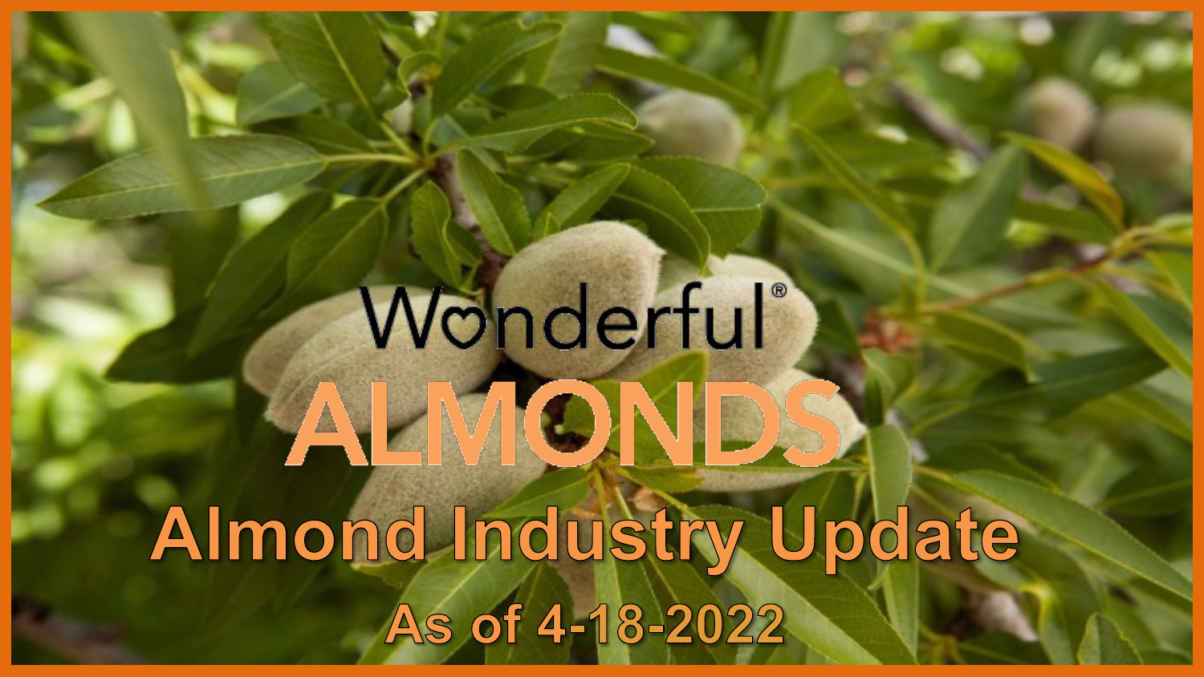# Wonderful® ALMONDS

## Almond Industry Update

### As of 4-18-2022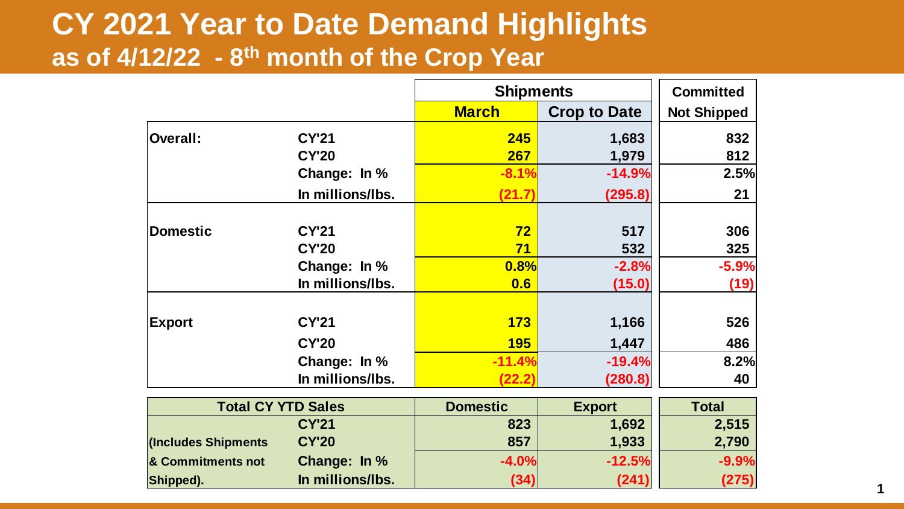# CY 2021 Year to Date Demand Highlights
## as of 4/12/22 - 8th month of the Crop Year

| | | Shipments | | Committed |
|---|---|---|---|---|
| | | **March** | **Crop to Date** | **Not Shipped** |
| **Overall:** | **CY'21** | 245 | 1,683 | 832 |
| | **CY'20** | 267 | 1,979 | 812 |
| | **Change: In %** | -8.1% | -14.9% | 2.5% |
| | **In millions/lbs.** | (21.7) | (295.8) | 21 |
| **Domestic** | **CY'21** | 72 | 517 | 306 |
| | **CY'20** | 71 | 532 | 325 |
| | **Change: In %** | 0.8% | -2.8% | -5.9% |
| | **In millions/lbs.** | 0.6 | (15.0) | (19) |
| **Export** | **CY'21** | 173 | 1,166 | 526 |
| | **CY'20** | 195 | 1,447 | 486 |
| | **Change: In %** | -11.4% | -19.4% | 8.2% |
| | **In millions/lbs.** | (22.2) | (280.8) | 40 |

| Total CY YTD Sales | | Domestic | Export | Total |
|---|---|---|---|---|
| | **CY'21** | 823 | 1,692 | 2,515 |
| **(Includes Shipments** | **CY'20** | 857 | 1,933 | 2,790 |
| **& Commitments not** | **Change: In %** | -4.0% | -12.5% | -9.9% |
| **Shipped).** | **In millions/lbs.** | (34) | (241) | (275) |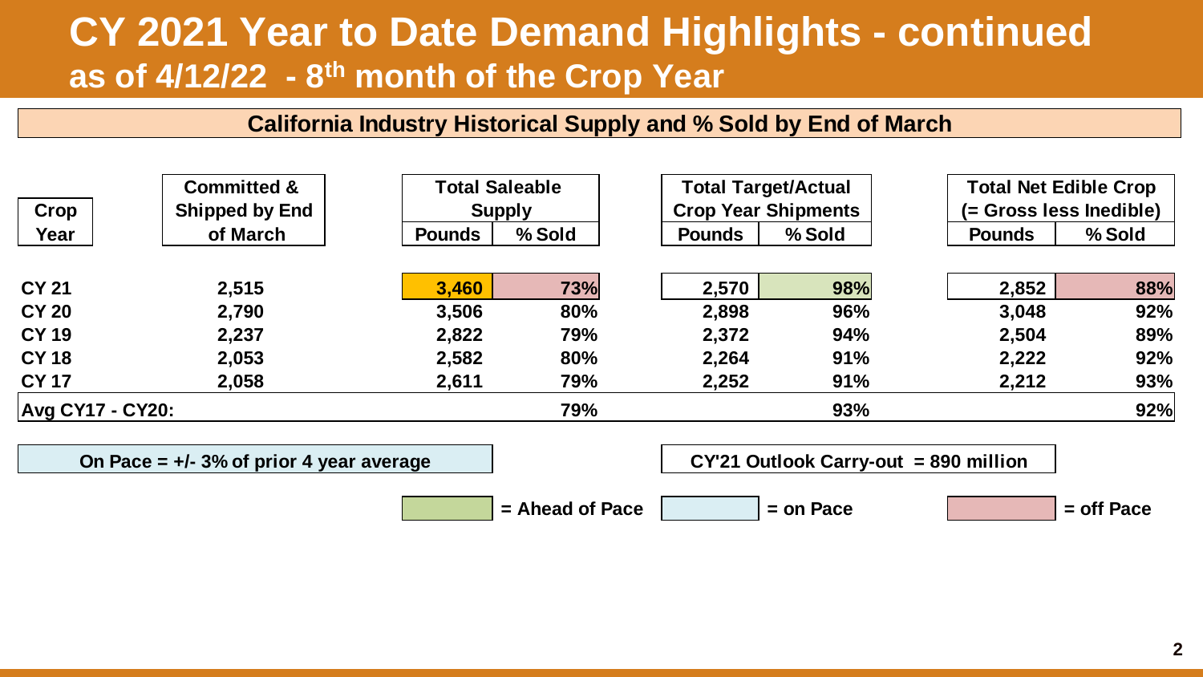# CY 2021 Year to Date Demand Highlights - continued

## as of 4/12/22 - 8th month of the Crop Year

### California Industry Historical Supply and % Sold by End of March

| Crop Year | Committed & Shipped by End of March | Total Saleable Supply | | Total Target/Actual Crop Year Shipments | | Total Net Edible Crop (= Gross less Inedible) | |
|---|---|---|---|---|---|---|---|
| | | Pounds | % Sold | Pounds | % Sold | Pounds | % Sold |
| CY 21 | 2,515 | 3,460 | 73% | 2,570 | 98% | 2,852 | 88% |
| CY 20 | 2,790 | 3,506 | 80% | 2,898 | 96% | 3,048 | 92% |
| CY 19 | 2,237 | 2,822 | 79% | 2,372 | 94% | 2,504 | 89% |
| CY 18 | 2,053 | 2,582 | 80% | 2,264 | 91% | 2,222 | 92% |
| CY 17 | 2,058 | 2,611 | 79% | 2,252 | 91% | 2,212 | 93% |
| Avg CY17 - CY20: | | | 79% | | 93% | | 92% |

On Pace = +/- 3% of prior 4 year average

CY'21 Outlook Carry-out = 890 million

= Ahead of Pace    = on Pace    = off Pace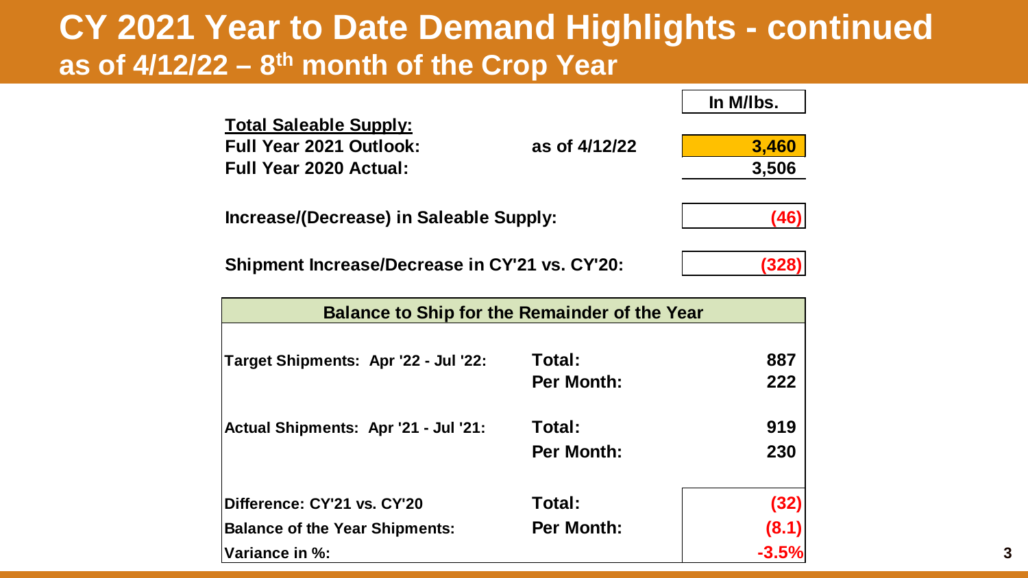# CY 2021 Year to Date Demand Highlights - continued
## as of 4/12/22 – 8th month of the Crop Year

| | | In M/lbs. |
|---|---|---|
| **Total Saleable Supply:** | | |
| **Full Year 2021 Outlook:** | **as of 4/12/22** | **3,460** |
| **Full Year 2020 Actual:** | | **3,506** |
| **Increase/(Decrease) in Saleable Supply:** | | **(46)** |
| **Shipment Increase/Decrease in CY'21 vs. CY'20:** | | **(328)** |

| **Balance to Ship for the Remainder of the Year** | | |
|---|---|---|
| **Target Shipments: Apr '22 - Jul '22:** | **Total:** | **887** |
| | **Per Month:** | **222** |
| **Actual Shipments: Apr '21 - Jul '21:** | **Total:** | **919** |
| | **Per Month:** | **230** |
| **Difference: CY'21 vs. CY'20** | **Total:** | **(32)** |
| **Balance of the Year Shipments:** | **Per Month:** | **(8.1)** |
| **Variance in %:** | | **-3.5%** |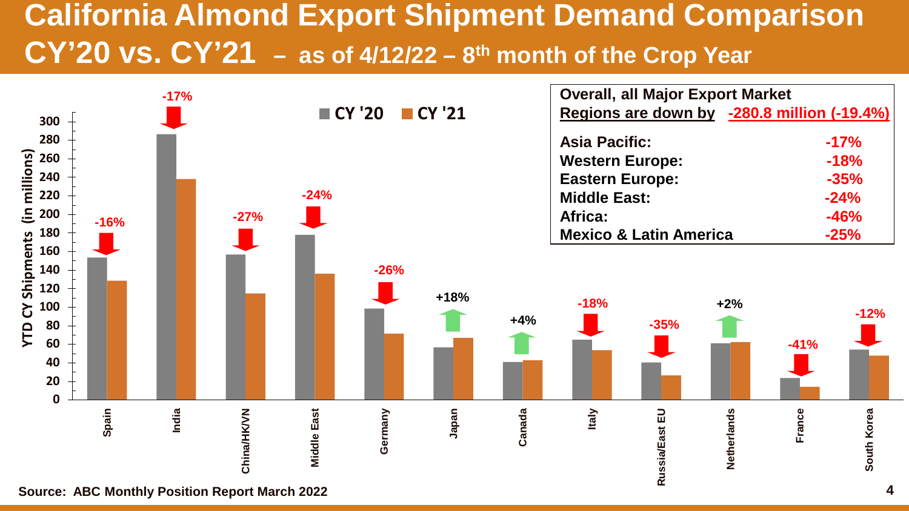# California Almond Export Shipment Demand Comparison CY'20 vs. CY'21 – as of 4/12/22 – 8th month of the Crop Year

**Overall, all Major Export Market Regions are down by -280.8 million (-19.4%)**

| Region | Change |
|---|---|
| Asia Pacific: | -17% |
| Western Europe: | -18% |
| Eastern Europe: | -35% |
| Middle East: | -24% |
| Africa: | -46% |
| Mexico & Latin America | -25% |

YTD CY Shipments (in millions) — CY '20 vs. CY '21

| Market | Change |
|---|---|
| Spain | -16% |
| India | -17% |
| China/HK/VN | -27% |
| Middle East | -24% |
| Germany | -26% |
| Japan | +18% |
| Canada | +4% |
| Italy | -18% |
| Russia/East EU | -35% |
| Netherlands | +2% |
| France | -41% |
| South Korea | -12% |

Source: ABC Monthly Position Report March 2022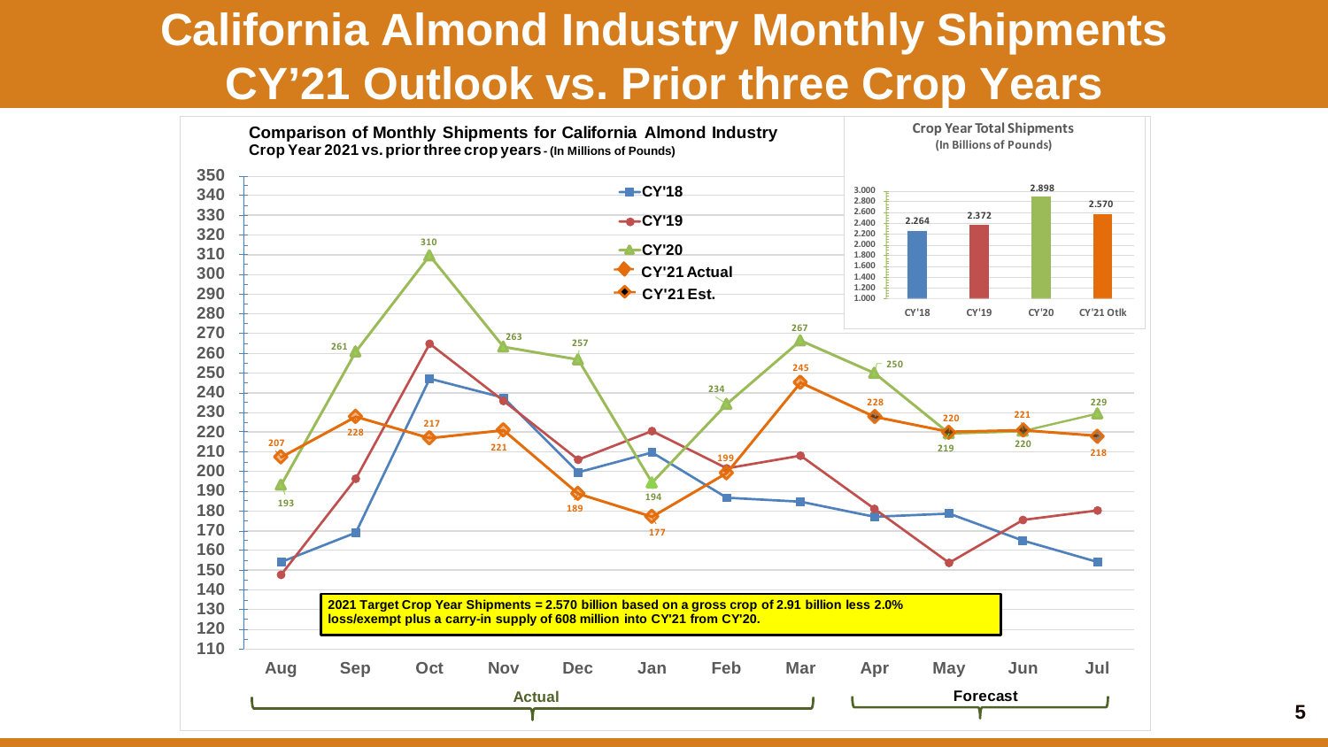# California Almond Industry Monthly Shipments CY'21 Outlook vs. Prior three Crop Years

**Comparison of Monthly Shipments for California Almond Industry**
**Crop Year 2021 vs. prior three crop years** - (In Millions of Pounds)

Legend: CY'18, CY'19, CY'20, CY'21 Actual, CY'21 Est.

| Month | CY'20 | CY'21 |
|---|---|---|
| Aug | 193 | 207 |
| Sep | 261 | 228 |
| Oct | 310 | 217 |
| Nov | 263 | 221 |
| Dec | 257 | 189 |
| Jan | 194 | 177 |
| Feb | 234 | 199 |
| Mar | 267 | 245 |
| Apr | 250 | 228 |
| May | 219 | 220 |
| Jun | 220 | 221 |
| Jul | 229 | 218 |

Aug – Mar: Actual; Apr – Jul: Forecast

**2021 Target Crop Year Shipments = 2.570 billion based on a gross crop of 2.91 billion less 2.0% loss/exempt plus a carry-in supply of 608 million into CY'21 from CY'20.**

**Crop Year Total Shipments**
(In Billions of Pounds)

| CY'18 | CY'19 | CY'20 | CY'21 Otlk |
|---|---|---|---|
| 2.264 | 2.372 | 2.898 | 2.570 |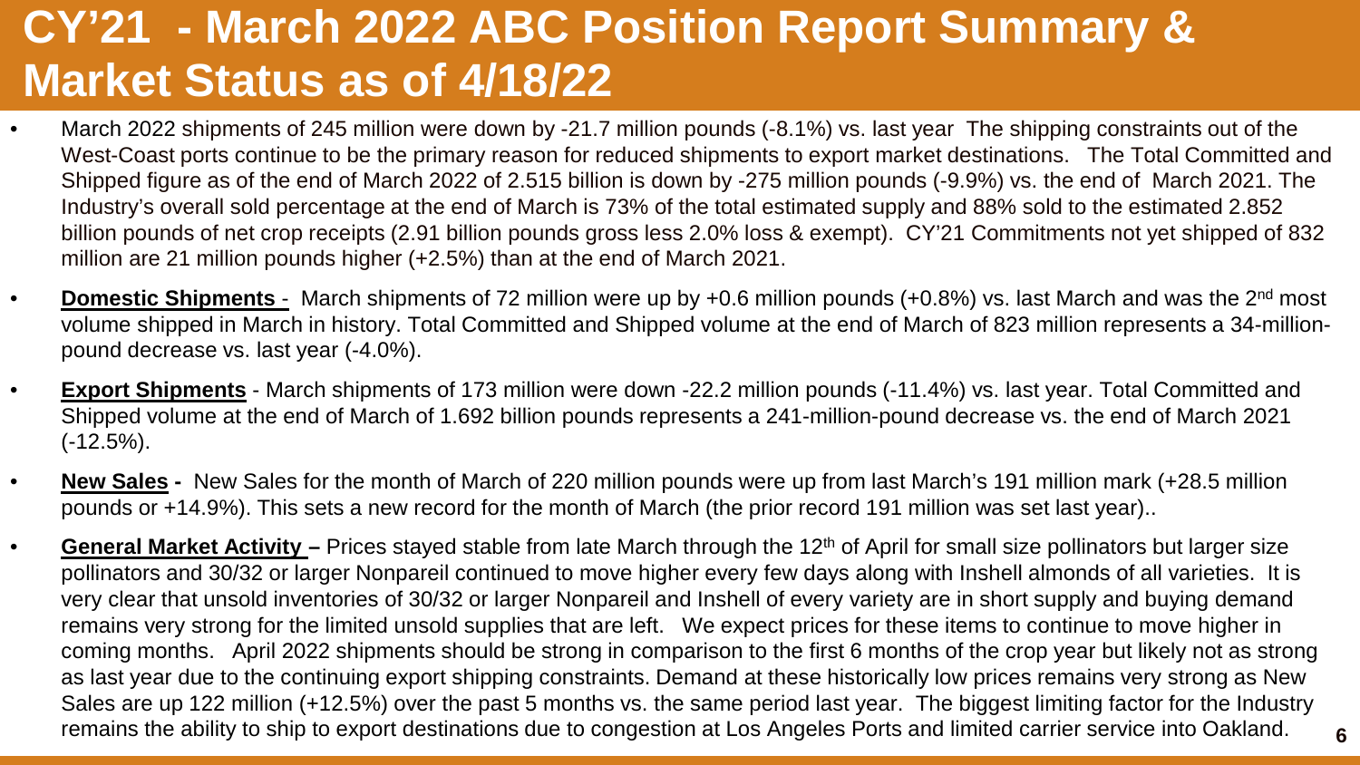# CY'21 - March 2022 ABC Position Report Summary & Market Status as of 4/18/22

- March 2022 shipments of 245 million were down by -21.7 million pounds (-8.1%) vs. last year The shipping constraints out of the West-Coast ports continue to be the primary reason for reduced shipments to export market destinations. The Total Committed and Shipped figure as of the end of March 2022 of 2.515 billion is down by -275 million pounds (-9.9%) vs. the end of March 2021. The Industry's overall sold percentage at the end of March is 73% of the total estimated supply and 88% sold to the estimated 2.852 billion pounds of net crop receipts (2.91 billion pounds gross less 2.0% loss & exempt). CY'21 Commitments not yet shipped of 832 million are 21 million pounds higher (+2.5%) than at the end of March 2021.
- **Domestic Shipments** - March shipments of 72 million were up by +0.6 million pounds (+0.8%) vs. last March and was the 2nd most volume shipped in March in history. Total Committed and Shipped volume at the end of March of 823 million represents a 34-million-pound decrease vs. last year (-4.0%).
- **Export Shipments** - March shipments of 173 million were down -22.2 million pounds (-11.4%) vs. last year. Total Committed and Shipped volume at the end of March of 1.692 billion pounds represents a 241-million-pound decrease vs. the end of March 2021 (-12.5%).
- **New Sales** - New Sales for the month of March of 220 million pounds were up from last March's 191 million mark (+28.5 million pounds or +14.9%). This sets a new record for the month of March (the prior record 191 million was set last year)..
- **General Market Activity** – Prices stayed stable from late March through the 12th of April for small size pollinators but larger size pollinators and 30/32 or larger Nonpareil continued to move higher every few days along with Inshell almonds of all varieties. It is very clear that unsold inventories of 30/32 or larger Nonpareil and Inshell of every variety are in short supply and buying demand remains very strong for the limited unsold supplies that are left. We expect prices for these items to continue to move higher in coming months. April 2022 shipments should be strong in comparison to the first 6 months of the crop year but likely not as strong as last year due to the continuing export shipping constraints. Demand at these historically low prices remains very strong as New Sales are up 122 million (+12.5%) over the past 5 months vs. the same period last year. The biggest limiting factor for the Industry remains the ability to ship to export destinations due to congestion at Los Angeles Ports and limited carrier service into Oakland.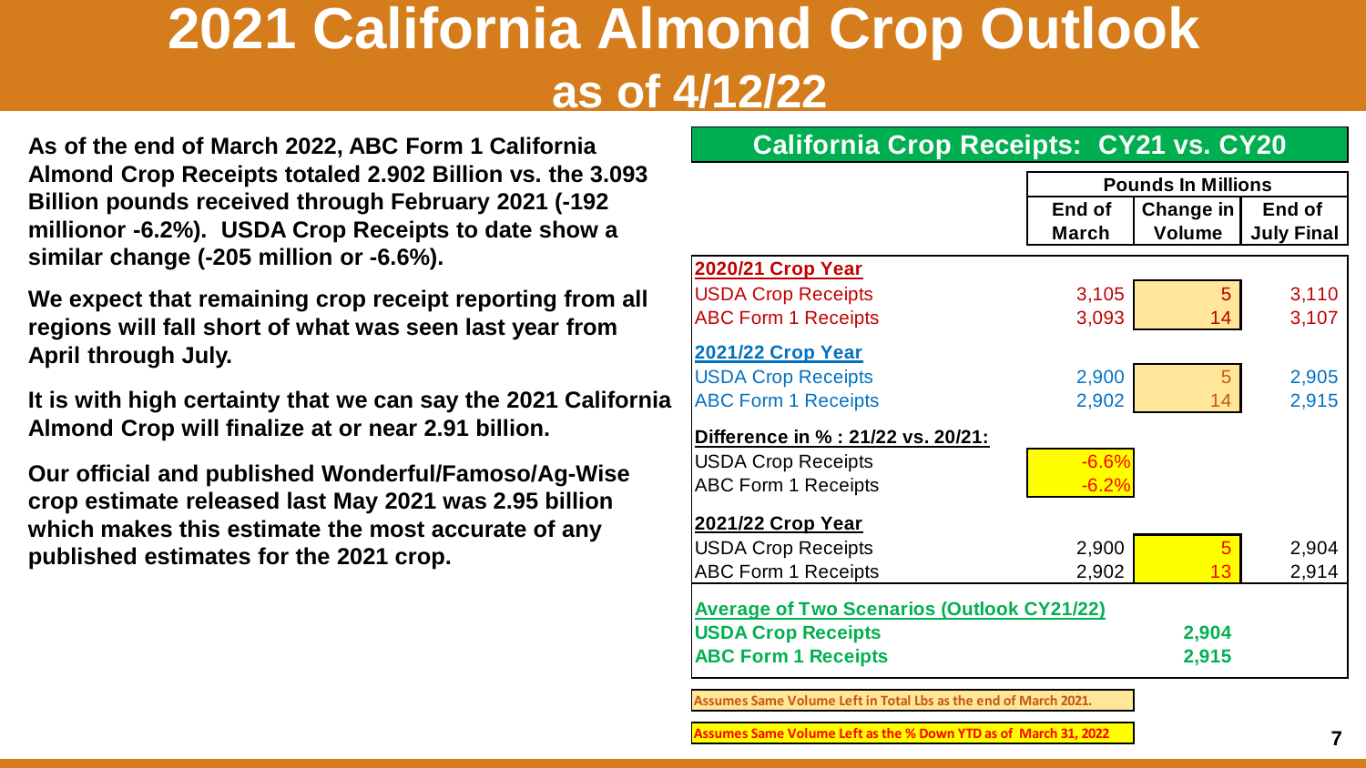# 2021 California Almond Crop Outlook
## as of 4/12/22

**As of the end of March 2022, ABC Form 1 California Almond Crop Receipts totaled 2.902 Billion vs. the 3.093 Billion pounds received through February 2021 (-192 millionor -6.2%). USDA Crop Receipts to date show a similar change (-205 million or -6.6%).**

**We expect that remaining crop receipt reporting from all regions will fall short of what was seen last year from April through July.**

**It is with high certainty that we can say the 2021 California Almond Crop will finalize at or near 2.91 billion.**

**Our official and published Wonderful/Famoso/Ag-Wise crop estimate released last May 2021 was 2.95 billion which makes this estimate the most accurate of any published estimates for the 2021 crop.**

### California Crop Receipts: CY21 vs. CY20

| | Pounds In Millions | | |
|---|---|---|---|
| | End of March | Change in Volume | End of July Final |
| **2020/21 Crop Year** | | | |
| USDA Crop Receipts | 3,105 | 5 | 3,110 |
| ABC Form 1 Receipts | 3,093 | 14 | 3,107 |
| **2021/22 Crop Year** | | | |
| USDA Crop Receipts | 2,900 | 5 | 2,905 |
| ABC Form 1 Receipts | 2,902 | 14 | 2,915 |
| **Difference in % : 21/22 vs. 20/21:** | | | |
| USDA Crop Receipts | -6.6% | | |
| ABC Form 1 Receipts | -6.2% | | |
| **2021/22 Crop Year** | | | |
| USDA Crop Receipts | 2,900 | 5 | 2,904 |
| ABC Form 1 Receipts | 2,902 | 13 | 2,914 |
| **Average of Two Scenarios (Outlook CY21/22)** | | | |
| **USDA Crop Receipts** | | **2,904** | |
| **ABC Form 1 Receipts** | | **2,915** | |

Assumes Same Volume Left in Total Lbs as the end of March 2021.

Assumes Same Volume Left as the % Down YTD as of March 31, 2022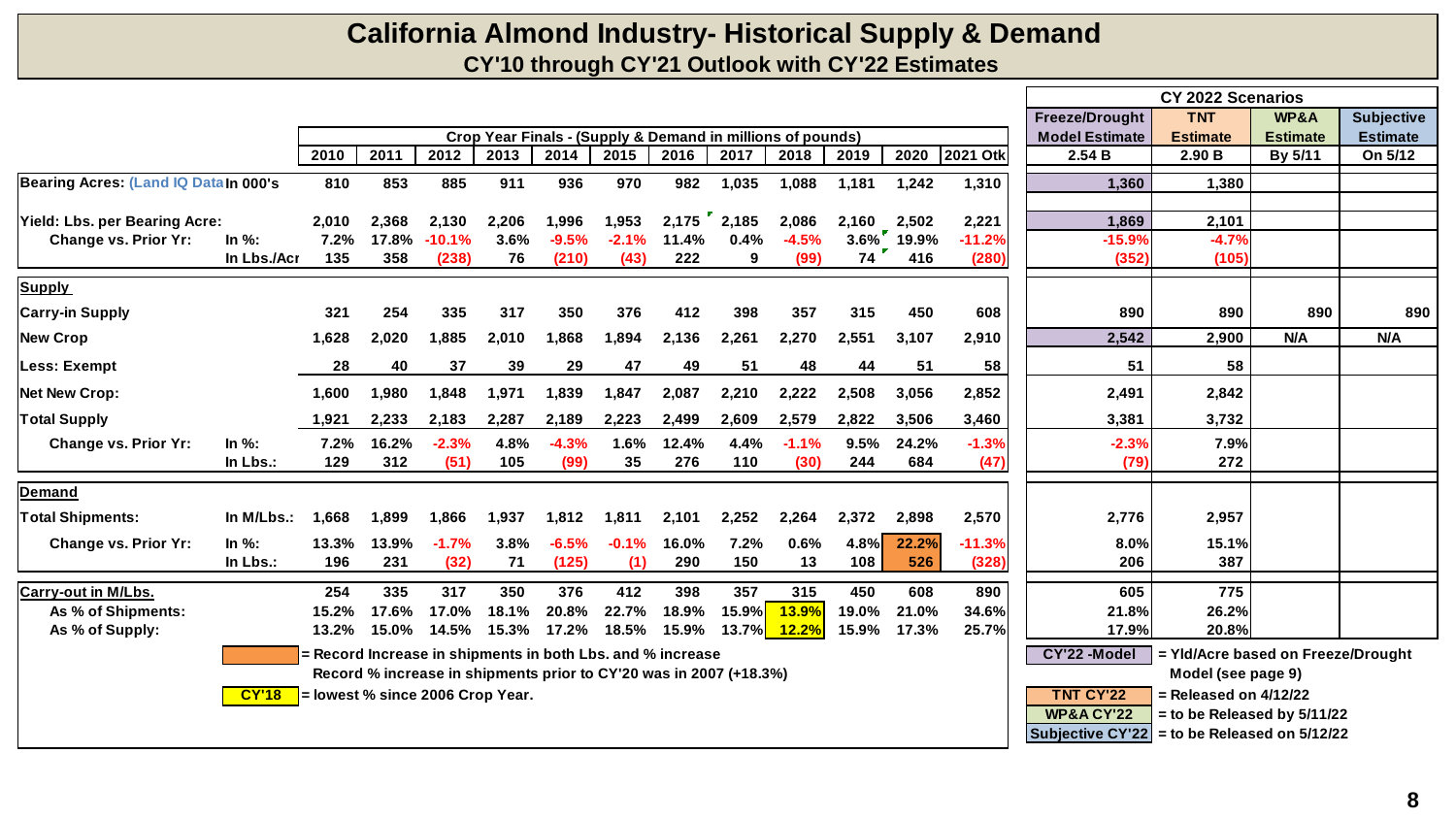# California Almond Industry- Historical Supply & Demand

## CY'10 through CY'21 Outlook with CY'22 Estimates

| | | Crop Year Finals - (Supply & Demand in millions of pounds) | | | | | | | | | | | | CY 2022 Scenarios | | | |
|---|---|---|---|---|---|---|---|---|---|---|---|---|---|---|---|---|---|
| | | | | | | | | | | | | | | Freeze/Drought Model Estimate | TNT Estimate | WP&A Estimate | Subjective Estimate |
| | | 2010 | 2011 | 2012 | 2013 | 2014 | 2015 | 2016 | 2017 | 2018 | 2019 | 2020 | 2021 Otk | 2.54 B | 2.90 B | By 5/11 | On 5/12 |
| Bearing Acres: (Land IQ Data | In 000's | 810 | 853 | 885 | 911 | 936 | 970 | 982 | 1,035 | 1,088 | 1,181 | 1,242 | 1,310 | 1,360 | 1,380 | | |
| Yield: Lbs. per Bearing Acre: | | 2,010 | 2,368 | 2,130 | 2,206 | 1,996 | 1,953 | 2,175 | 2,185 | 2,086 | 2,160 | 2,502 | 2,221 | 1,869 | 2,101 | | |
| Change vs. Prior Yr: | In %: | 7.2% | 17.8% | -10.1% | 3.6% | -9.5% | -2.1% | 11.4% | 0.4% | -4.5% | 3.6% | 19.9% | -11.2% | -15.9% | -4.7% | | |
| | In Lbs./Acr | 135 | 358 | (238) | 76 | (210) | (43) | 222 | 9 | (99) | 74 | 416 | (280) | (352) | (105) | | |
| **Supply** | | | | | | | | | | | | | | | | | |
| Carry-in Supply | | 321 | 254 | 335 | 317 | 350 | 376 | 412 | 398 | 357 | 315 | 450 | 608 | 890 | 890 | 890 | 890 |
| New Crop | | 1,628 | 2,020 | 1,885 | 2,010 | 1,868 | 1,894 | 2,136 | 2,261 | 2,270 | 2,551 | 3,107 | 2,910 | 2,542 | 2,900 | N/A | N/A |
| Less: Exempt | | 28 | 40 | 37 | 39 | 29 | 47 | 49 | 51 | 48 | 44 | 51 | 58 | 51 | 58 | | |
| Net New Crop: | | 1,600 | 1,980 | 1,848 | 1,971 | 1,839 | 1,847 | 2,087 | 2,210 | 2,222 | 2,508 | 3,056 | 2,852 | 2,491 | 2,842 | | |
| Total Supply | | 1,921 | 2,233 | 2,183 | 2,287 | 2,189 | 2,223 | 2,499 | 2,609 | 2,579 | 2,822 | 3,506 | 3,460 | 3,381 | 3,732 | | |
| Change vs. Prior Yr: | In %: | 7.2% | 16.2% | -2.3% | 4.8% | -4.3% | 1.6% | 12.4% | 4.4% | -1.1% | 9.5% | 24.2% | -1.3% | -2.3% | 7.9% | | |
| | In Lbs.: | 129 | 312 | (51) | 105 | (99) | 35 | 276 | 110 | (30) | 244 | 684 | (47) | (79) | 272 | | |
| **Demand** | | | | | | | | | | | | | | | | | |
| Total Shipments: | In M/Lbs.: | 1,668 | 1,899 | 1,866 | 1,937 | 1,812 | 1,811 | 2,101 | 2,252 | 2,264 | 2,372 | 2,898 | 2,570 | 2,776 | 2,957 | | |
| Change vs. Prior Yr: | In %: | 13.3% | 13.9% | -1.7% | 3.8% | -6.5% | -0.1% | 16.0% | 7.2% | 0.6% | 4.8% | 22.2% | -11.3% | 8.0% | 15.1% | | |
| | In Lbs.: | 196 | 231 | (32) | 71 | (125) | (1) | 290 | 150 | 13 | 108 | 526 | (328) | 206 | 387 | | |
| **Carry-out in M/Lbs.** | | 254 | 335 | 317 | 350 | 376 | 412 | 398 | 357 | 315 | 450 | 608 | 890 | 605 | 775 | | |
| As % of Shipments: | | 15.2% | 17.6% | 17.0% | 18.1% | 20.8% | 22.7% | 18.9% | 15.9% | 13.9% | 19.0% | 21.0% | 34.6% | 21.8% | 26.2% | | |
| As % of Supply: | | 13.2% | 15.0% | 14.5% | 15.3% | 17.2% | 18.5% | 15.9% | 13.7% | 12.2% | 15.9% | 17.3% | 25.7% | 17.9% | 20.8% | | |

(Orange highlight) = Record Increase in shipments in both Lbs. and % increase
Record % increase in shipments prior to CY'20 was in 2007 (+18.3%)

CY'18 = lowest % since 2006 Crop Year.

CY'22 -Model = Yld/Acre based on Freeze/Drought Model (see page 9)

TNT CY'22 = Released on 4/12/22

WP&A CY'22 = to be Released by 5/11/22

Subjective CY'22 = to be Released on 5/12/22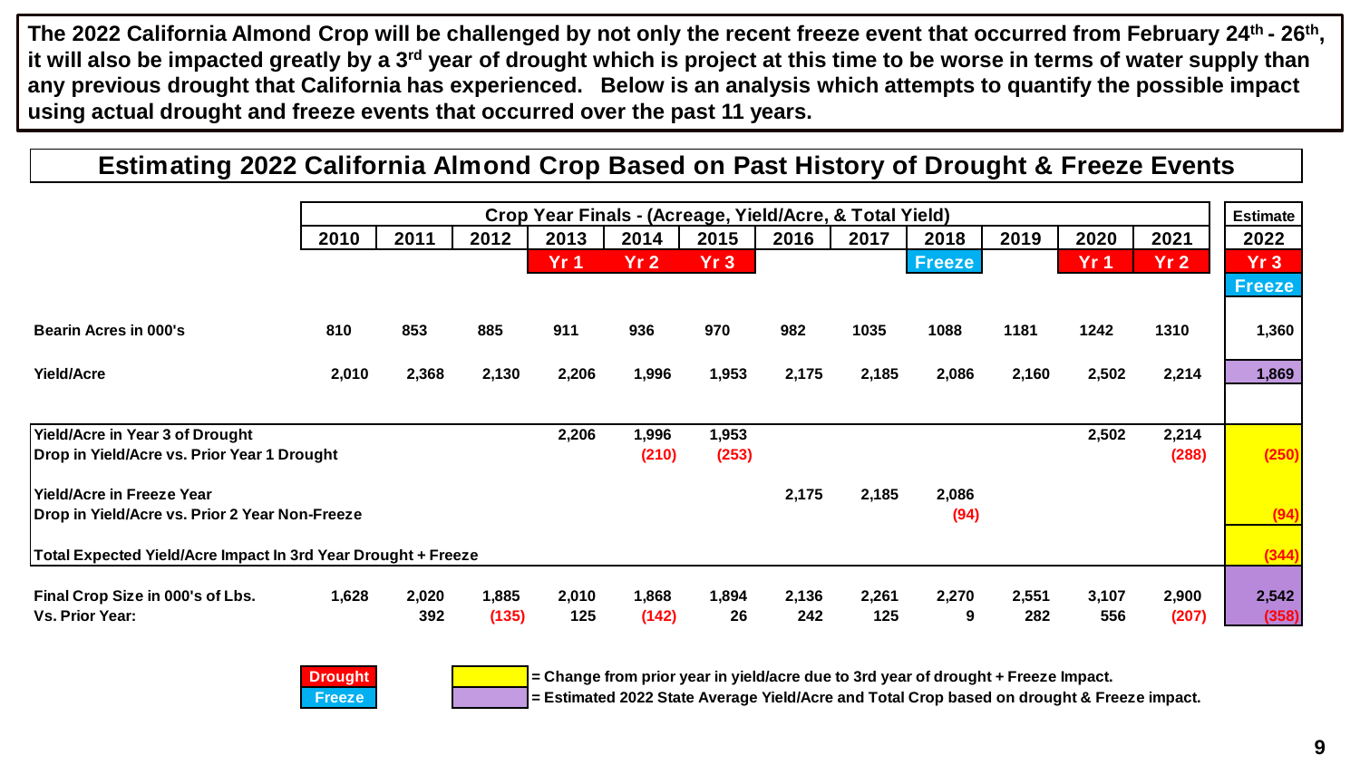**The 2022 California Almond Crop will be challenged by not only the recent freeze event that occurred from February 24th - 26th, it will also be impacted greatly by a 3rd year of drought which is project at this time to be worse in terms of water supply than any previous drought that California has experienced. Below is an analysis which attempts to quantify the possible impact using actual drought and freeze events that occurred over the past 11 years.**

## Estimating 2022 California Almond Crop Based on Past History of Drought & Freeze Events

| | Crop Year Finals - (Acreage, Yield/Acre, & Total Yield) | | | | | | | | | | | | Estimate |
|---|---|---|---|---|---|---|---|---|---|---|---|---|---|
| | 2010 | 2011 | 2012 | 2013 | 2014 | 2015 | 2016 | 2017 | 2018 | 2019 | 2020 | 2021 | 2022 |
| | | | | Yr 1 | Yr 2 | Yr 3 | | | Freeze | | Yr 1 | Yr 2 | Yr 3 Freeze |
| **Bearin Acres in 000's** | 810 | 853 | 885 | 911 | 936 | 970 | 982 | 1035 | 1088 | 1181 | 1242 | 1310 | 1,360 |
| **Yield/Acre** | 2,010 | 2,368 | 2,130 | 2,206 | 1,996 | 1,953 | 2,175 | 2,185 | 2,086 | 2,160 | 2,502 | 2,214 | 1,869 |
| **Yield/Acre in Year 3 of Drought** | | | | 2,206 | 1,996 | 1,953 | | | | | 2,502 | 2,214 | |
| **Drop in Yield/Acre vs. Prior Year 1 Drought** | | | | | (210) | (253) | | | | | | (288) | (250) |
| **Yield/Acre in Freeze Year** | | | | | | | 2,175 | 2,185 | 2,086 | | | | |
| **Drop in Yield/Acre vs. Prior 2 Year Non-Freeze** | | | | | | | | | (94) | | | | (94) |
| **Total Expected Yield/Acre Impact In 3rd Year Drought + Freeze** | | | | | | | | | | | | | (344) |
| **Final Crop Size in 000's of Lbs.** | 1,628 | 2,020 | 1,885 | 2,010 | 1,868 | 1,894 | 2,136 | 2,261 | 2,270 | 2,551 | 3,107 | 2,900 | 2,542 |
| **Vs. Prior Year:** | | 392 | (135) | 125 | (142) | 26 | 242 | 125 | 9 | 282 | 556 | (207) | (358) |

Drought (red) / Freeze (blue)

(Yellow) = Change from prior year in yield/acre due to 3rd year of drought + Freeze Impact.

(Purple) = Estimated 2022 State Average Yield/Acre and Total Crop based on drought & Freeze impact.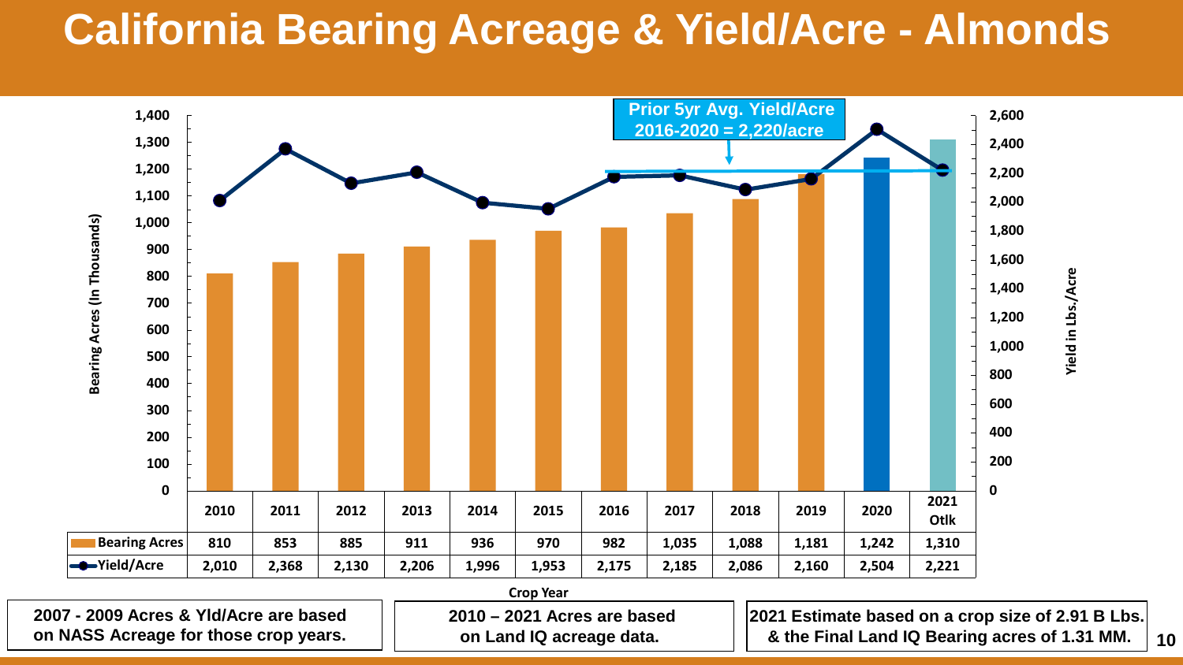# California Bearing Acreage & Yield/Acre - Almonds

**Prior 5yr Avg. Yield/Acre 2016-2020 = 2,220/acre**

Bearing Acres (In Thousands) | Yield in Lbs./Acre

| Crop Year | 2010 | 2011 | 2012 | 2013 | 2014 | 2015 | 2016 | 2017 | 2018 | 2019 | 2020 | 2021 Otlk |
|---|---|---|---|---|---|---|---|---|---|---|---|---|
| Bearing Acres | 810 | 853 | 885 | 911 | 936 | 970 | 982 | 1,035 | 1,088 | 1,181 | 1,242 | 1,310 |
| Yield/Acre | 2,010 | 2,368 | 2,130 | 2,206 | 1,996 | 1,953 | 2,175 | 2,185 | 2,086 | 2,160 | 2,504 | 2,221 |

**2007 - 2009 Acres & Yld/Acre are based on NASS Acreage for those crop years.**

**2010 – 2021 Acres are based on Land IQ acreage data.**

**2021 Estimate based on a crop size of 2.91 B Lbs. & the Final Land IQ Bearing acres of 1.31 MM.**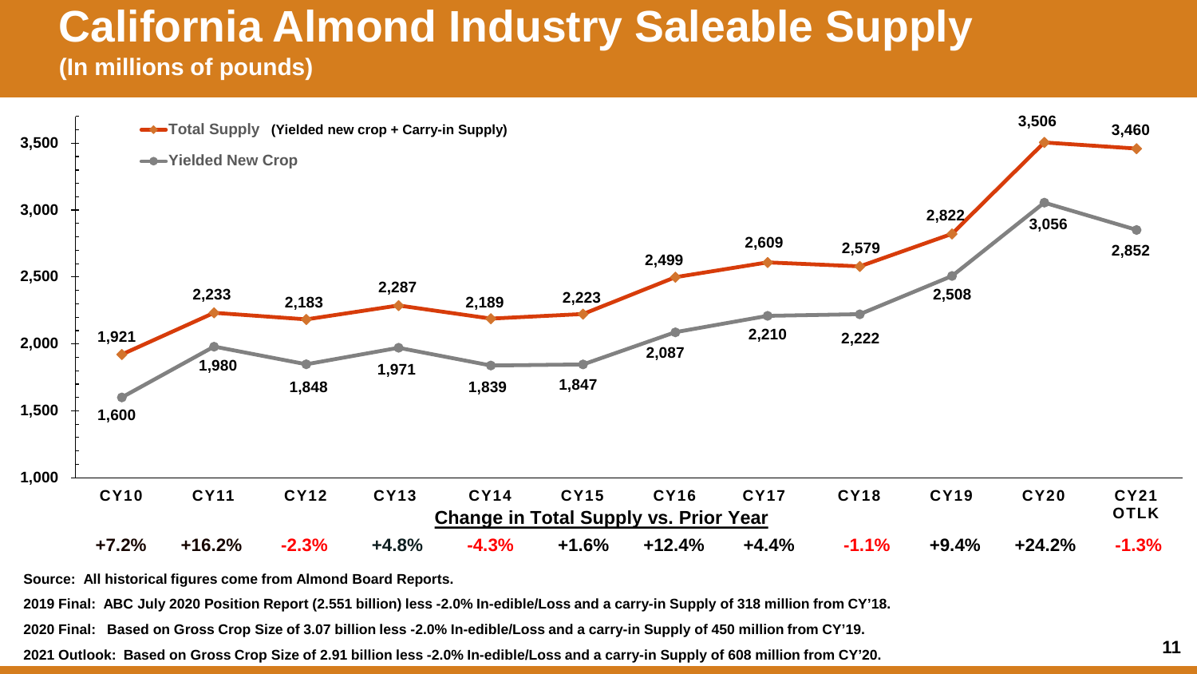# California Almond Industry Saleable Supply

**(In millions of pounds)**

| | CY10 | CY11 | CY12 | CY13 | CY14 | CY15 | CY16 | CY17 | CY18 | CY19 | CY20 | CY21 OTLK |
|---|---|---|---|---|---|---|---|---|---|---|---|---|
| Total Supply (Yielded new crop + Carry-in Supply) | 1,921 | 2,233 | 2,183 | 2,287 | 2,189 | 2,223 | 2,499 | 2,609 | 2,579 | 2,822 | 3,506 | 3,460 |
| Yielded New Crop | 1,600 | 1,980 | 1,848 | 1,971 | 1,839 | 1,847 | 2,087 | 2,210 | 2,222 | 2,508 | 3,056 | 2,852 |
| Change in Total Supply vs. Prior Year | +7.2% | +16.2% | -2.3% | +4.8% | -4.3% | +1.6% | +12.4% | +4.4% | -1.1% | +9.4% | +24.2% | -1.3% |

**Source: All historical figures come from Almond Board Reports.**

**2019 Final: ABC July 2020 Position Report (2.551 billion) less -2.0% In-edible/Loss and a carry-in Supply of 318 million from CY'18.**

**2020 Final: Based on Gross Crop Size of 3.07 billion less -2.0% In-edible/Loss and a carry-in Supply of 450 million from CY'19.**

**2021 Outlook: Based on Gross Crop Size of 2.91 billion less -2.0% In-edible/Loss and a carry-in Supply of 608 million from CY'20.**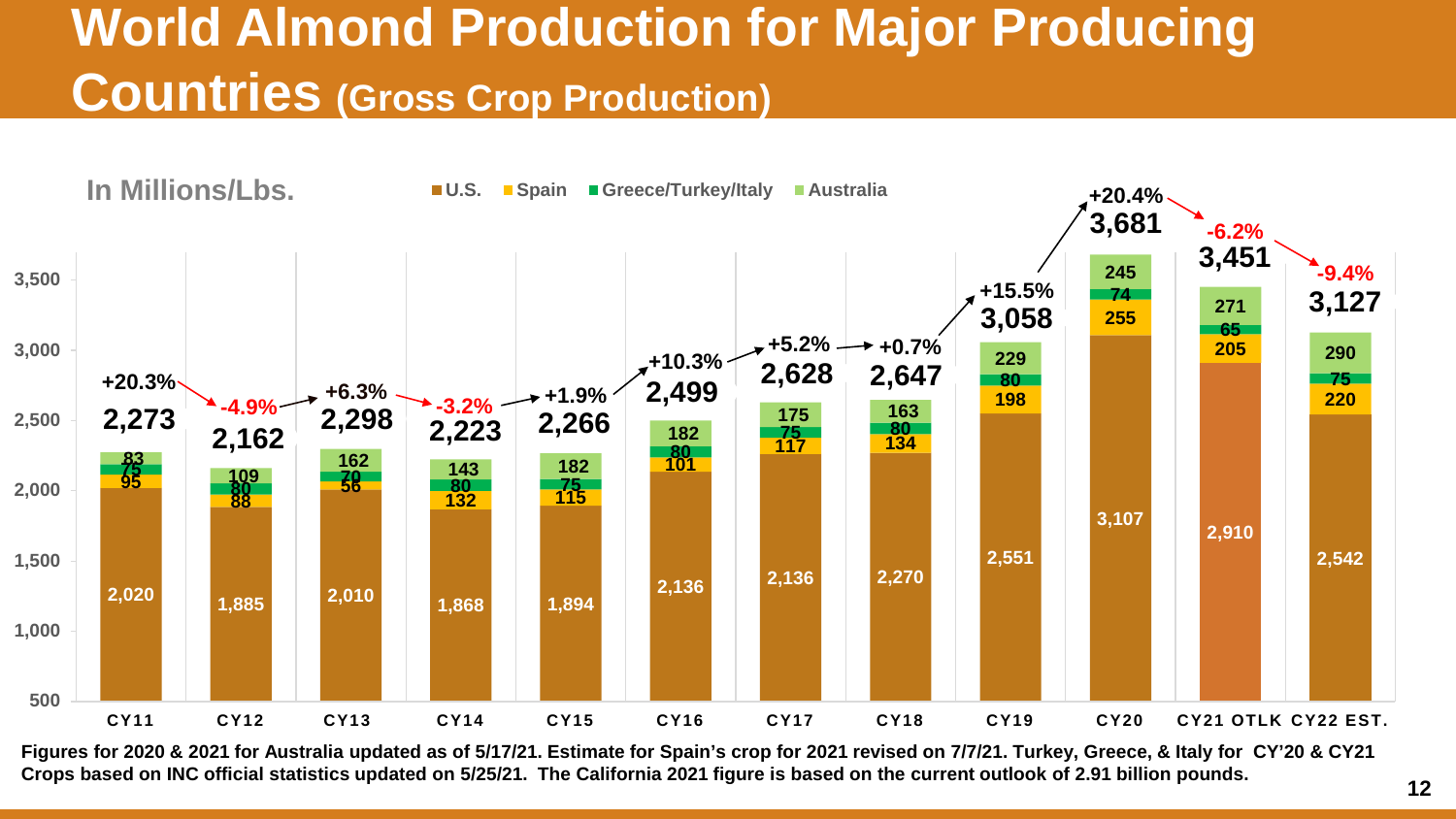# World Almond Production for Major Producing Countries (Gross Crop Production)

In Millions/Lbs.

| | CY11 | CY12 | CY13 | CY14 | CY15 | CY16 | CY17 | CY18 | CY19 | CY20 | CY21 OTLK | CY22 EST. |
|---|---|---|---|---|---|---|---|---|---|---|---|---|
| U.S. | 2,020 | 1,885 | 2,010 | 1,868 | 1,894 | 2,136 | 2,136 | 2,270 | 2,551 | 3,107 | 2,910 | 2,542 |
| Spain | 95 | 88 | 56 | 132 | 115 | 101 | 117 | 134 | 198 | 255 | 205 | 220 |
| Greece/Turkey/Italy | 75 | 80 | 70 | 80 | 75 | 80 | 75 | 80 | 80 | 74 | 65 | 75 |
| Australia | 83 | 109 | 162 | 143 | 182 | 182 | 175 | 163 | 229 | 245 | 271 | 290 |
| Total | 2,273 | 2,162 | 2,298 | 2,223 | 2,266 | 2,499 | 2,628 | 2,647 | 3,058 | 3,681 | 3,451 | 3,127 |
| % Change | +20.3% | -4.9% | +6.3% | -3.2% | +1.9% | +10.3% | +5.2% | +0.7% | +15.5% | +20.4% | -6.2% | -9.4% |

**Figures for 2020 & 2021 for Australia updated as of 5/17/21. Estimate for Spain's crop for 2021 revised on 7/7/21. Turkey, Greece, & Italy for CY'20 & CY21 Crops based on INC official statistics updated on 5/25/21. The California 2021 figure is based on the current outlook of 2.91 billion pounds.**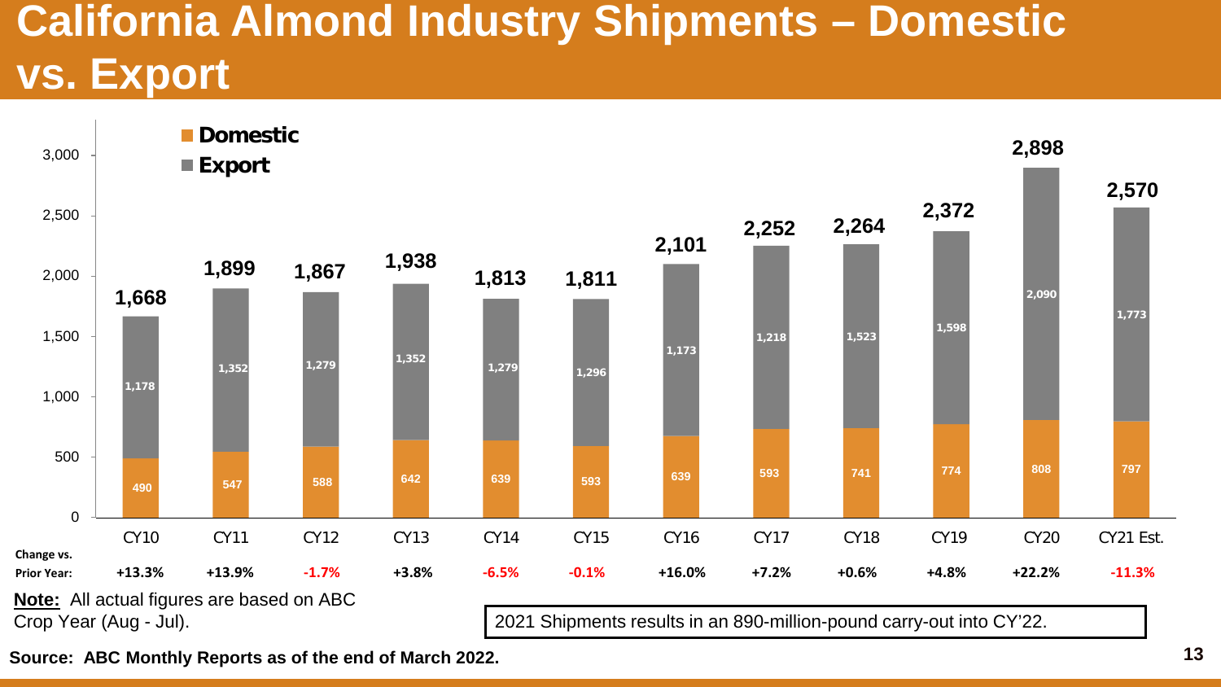# California Almond Industry Shipments – Domestic vs. Export

| | CY10 | CY11 | CY12 | CY13 | CY14 | CY15 | CY16 | CY17 | CY18 | CY19 | CY20 | CY21 Est. |
|---|---|---|---|---|---|---|---|---|---|---|---|---|
| Export | 1,178 | 1,352 | 1,279 | 1,352 | 1,279 | 1,296 | 1,173 | 1,218 | 1,523 | 1,598 | 2,090 | 1,773 |
| Domestic | 490 | 547 | 588 | 642 | 639 | 593 | 639 | 593 | 741 | 774 | 808 | 797 |
| Total | 1,668 | 1,899 | 1,867 | 1,938 | 1,813 | 1,811 | 2,101 | 2,252 | 2,264 | 2,372 | 2,898 | 2,570 |
| Change vs. Prior Year: | +13.3% | +13.9% | -1.7% | +3.8% | -6.5% | -0.1% | +16.0% | +7.2% | +0.6% | +4.8% | +22.2% | -11.3% |

**Note:** All actual figures are based on ABC Crop Year (Aug - Jul).

2021 Shipments results in an 890-million-pound carry-out into CY'22.

**Source: ABC Monthly Reports as of the end of March 2022.**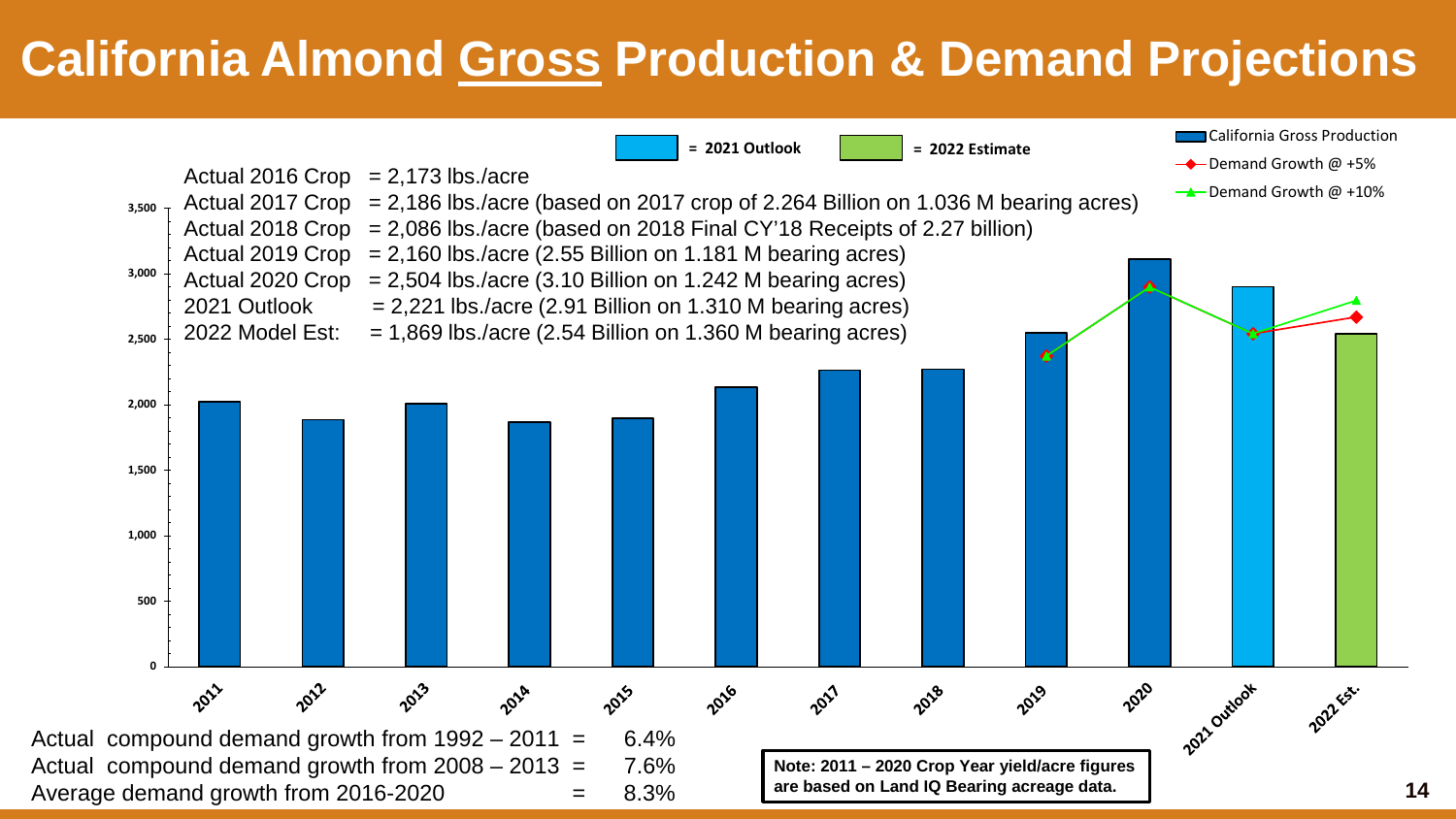# California Almond Gross Production & Demand Projections

= 2021 Outlook

= 2022 Estimate

California Gross Production

Demand Growth @ +5%

Demand Growth @ +10%

Actual 2016 Crop = 2,173 lbs./acre

Actual 2017 Crop = 2,186 lbs./acre (based on 2017 crop of 2.264 Billion on 1.036 M bearing acres)

Actual 2018 Crop = 2,086 lbs./acre (based on 2018 Final CY'18 Receipts of 2.27 billion)

Actual 2019 Crop = 2,160 lbs./acre (2.55 Billion on 1.181 M bearing acres)

Actual 2020 Crop = 2,504 lbs./acre (3.10 Billion on 1.242 M bearing acres)

2021 Outlook = 2,221 lbs./acre (2.91 Billion on 1.310 M bearing acres)

2022 Model Est: = 1,869 lbs./acre (2.54 Billion on 1.360 M bearing acres)

3,500

3,000

2,500

2,000

1,500

1,000

500

0

2011 2012 2013 2014 2015 2016 2017 2018 2019 2020 2021 Outlook 2022 Est.

Actual compound demand growth from 1992 – 2011 = 6.4%

Actual compound demand growth from 2008 – 2013 = 7.6%

Average demand growth from 2016-2020 = 8.3%

**Note: 2011 – 2020 Crop Year yield/acre figures are based on Land IQ Bearing acreage data.**